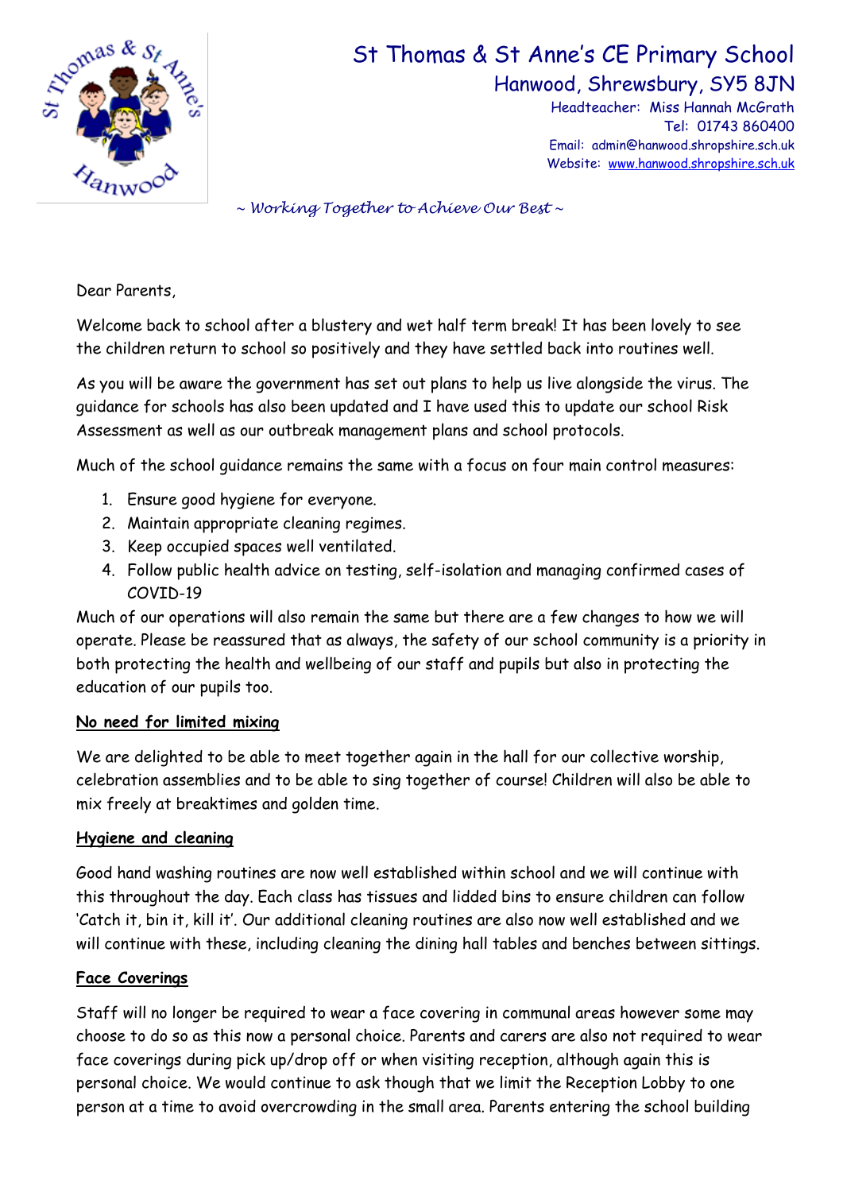# St Thomas & St Anne's CE Primary School

## Hanwood, Shrewsbury, SY5 8JN

Headteacher: Miss Hannah McGrath
Tel: 01743 860400
Email: admin@hanwood.shropshire.sch.uk
Website: www.hanwood.shropshire.sch.uk

*~ Working Together to Achieve Our Best ~*

Dear Parents,

Welcome back to school after a blustery and wet half term break! It has been lovely to see the children return to school so positively and they have settled back into routines well.

As you will be aware the government has set out plans to help us live alongside the virus. The guidance for schools has also been updated and I have used this to update our school Risk Assessment as well as our outbreak management plans and school protocols.

Much of the school guidance remains the same with a focus on four main control measures:

1. Ensure good hygiene for everyone.
2. Maintain appropriate cleaning regimes.
3. Keep occupied spaces well ventilated.
4. Follow public health advice on testing, self-isolation and managing confirmed cases of COVID-19

Much of our operations will also remain the same but there are a few changes to how we will operate. Please be reassured that as always, the safety of our school community is a priority in both protecting the health and wellbeing of our staff and pupils but also in protecting the education of our pupils too.

**No need for limited mixing**

We are delighted to be able to meet together again in the hall for our collective worship, celebration assemblies and to be able to sing together of course! Children will also be able to mix freely at breaktimes and golden time.

**Hygiene and cleaning**

Good hand washing routines are now well established within school and we will continue with this throughout the day. Each class has tissues and lidded bins to ensure children can follow 'Catch it, bin it, kill it'. Our additional cleaning routines are also now well established and we will continue with these, including cleaning the dining hall tables and benches between sittings.

**Face Coverings**

Staff will no longer be required to wear a face covering in communal areas however some may choose to do so as this now a personal choice. Parents and carers are also not required to wear face coverings during pick up/drop off or when visiting reception, although again this is personal choice. We would continue to ask though that we limit the Reception Lobby to one person at a time to avoid overcrowding in the small area. Parents entering the school building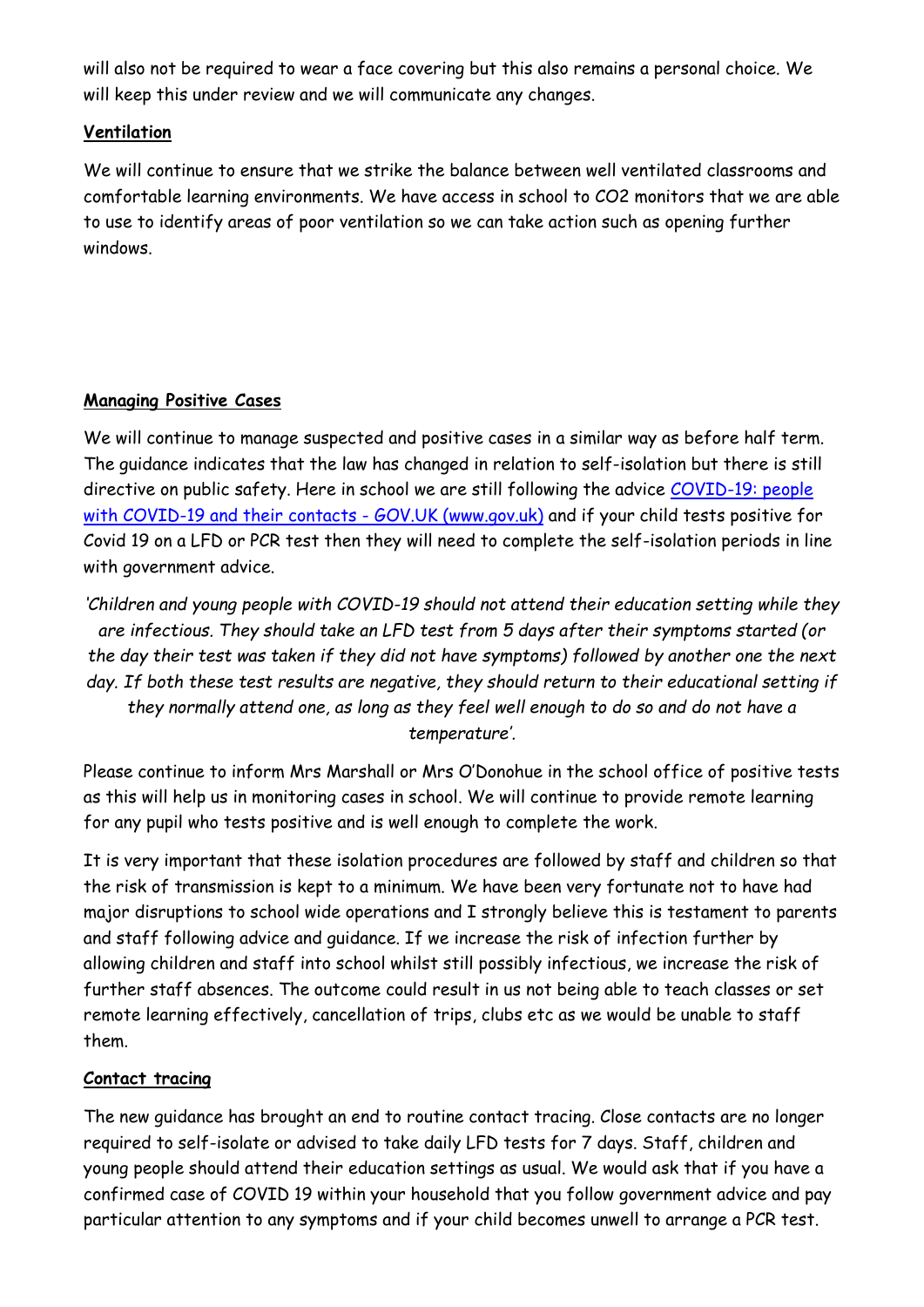will also not be required to wear a face covering but this also remains a personal choice. We will keep this under review and we will communicate any changes.

**Ventilation**

We will continue to ensure that we strike the balance between well ventilated classrooms and comfortable learning environments. We have access in school to $CO_2$ monitors that we are able to use to identify areas of poor ventilation so we can take action such as opening further windows.

**Managing Positive Cases**

We will continue to manage suspected and positive cases in a similar way as before half term. The guidance indicates that the law has changed in relation to self-isolation but there is still directive on public safety. Here in school we are still following the advice [COVID-19: people with COVID-19 and their contacts - GOV.UK (www.gov.uk)] and if your child tests positive for Covid 19 on a LFD or PCR test then they will need to complete the self-isolation periods in line with government advice.

*'Children and young people with COVID-19 should not attend their education setting while they are infectious. They should take an LFD test from 5 days after their symptoms started (or the day their test was taken if they did not have symptoms) followed by another one the next day. If both these test results are negative, they should return to their educational setting if they normally attend one, as long as they feel well enough to do so and do not have a temperature'.*

Please continue to inform Mrs Marshall or Mrs O'Donohue in the school office of positive tests as this will help us in monitoring cases in school. We will continue to provide remote learning for any pupil who tests positive and is well enough to complete the work.

It is very important that these isolation procedures are followed by staff and children so that the risk of transmission is kept to a minimum. We have been very fortunate not to have had major disruptions to school wide operations and I strongly believe this is testament to parents and staff following advice and guidance. If we increase the risk of infection further by allowing children and staff into school whilst still possibly infectious, we increase the risk of further staff absences. The outcome could result in us not being able to teach classes or set remote learning effectively, cancellation of trips, clubs etc as we would be unable to staff them.

**Contact tracing**

The new guidance has brought an end to routine contact tracing. Close contacts are no longer required to self-isolate or advised to take daily LFD tests for 7 days. Staff, children and young people should attend their education settings as usual. We would ask that if you have a confirmed case of COVID 19 within your household that you follow government advice and pay particular attention to any symptoms and if your child becomes unwell to arrange a PCR test.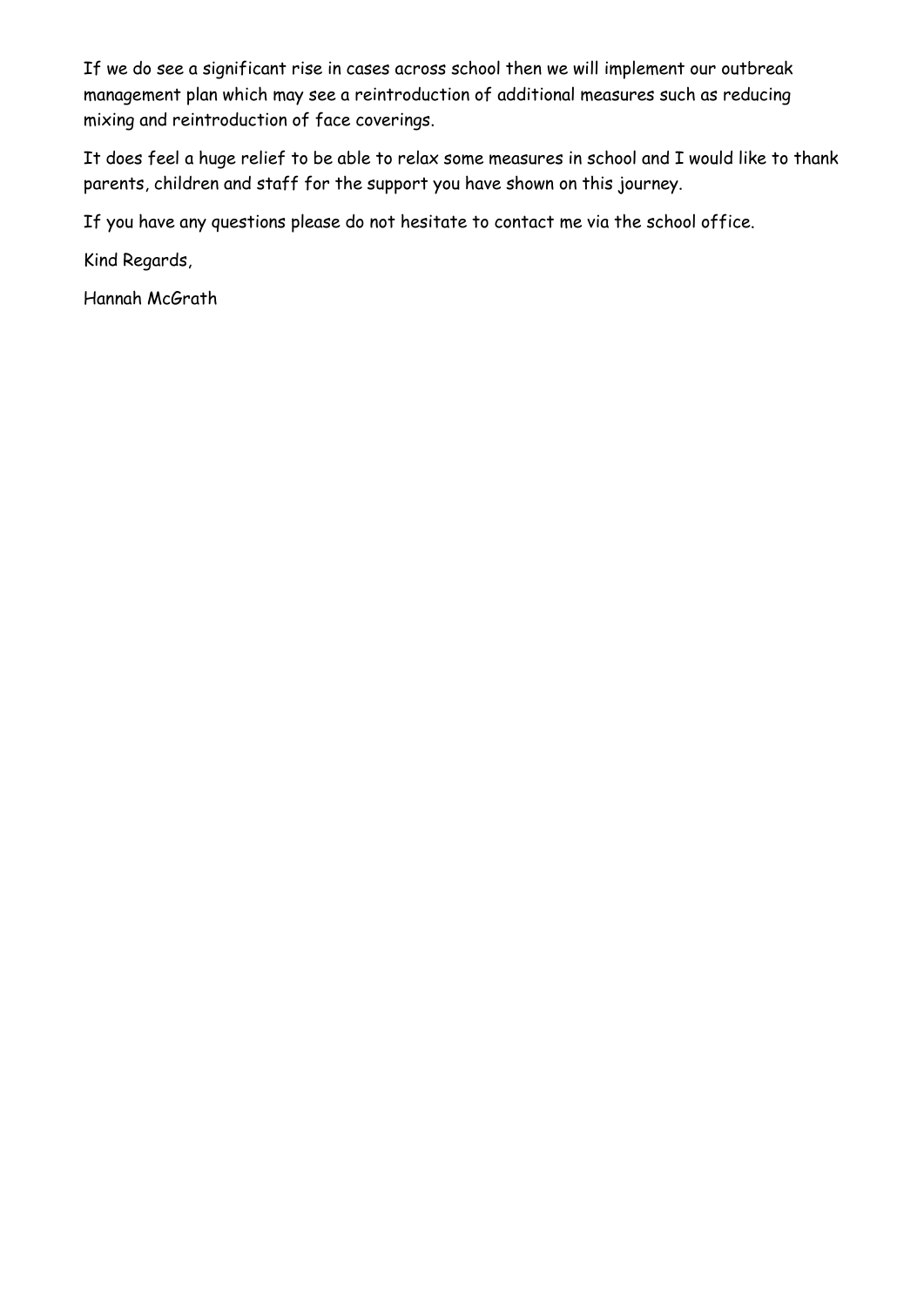If we do see a significant rise in cases across school then we will implement our outbreak management plan which may see a reintroduction of additional measures such as reducing mixing and reintroduction of face coverings.

It does feel a huge relief to be able to relax some measures in school and I would like to thank parents, children and staff for the support you have shown on this journey.

If you have any questions please do not hesitate to contact me via the school office.

Kind Regards,

Hannah McGrath